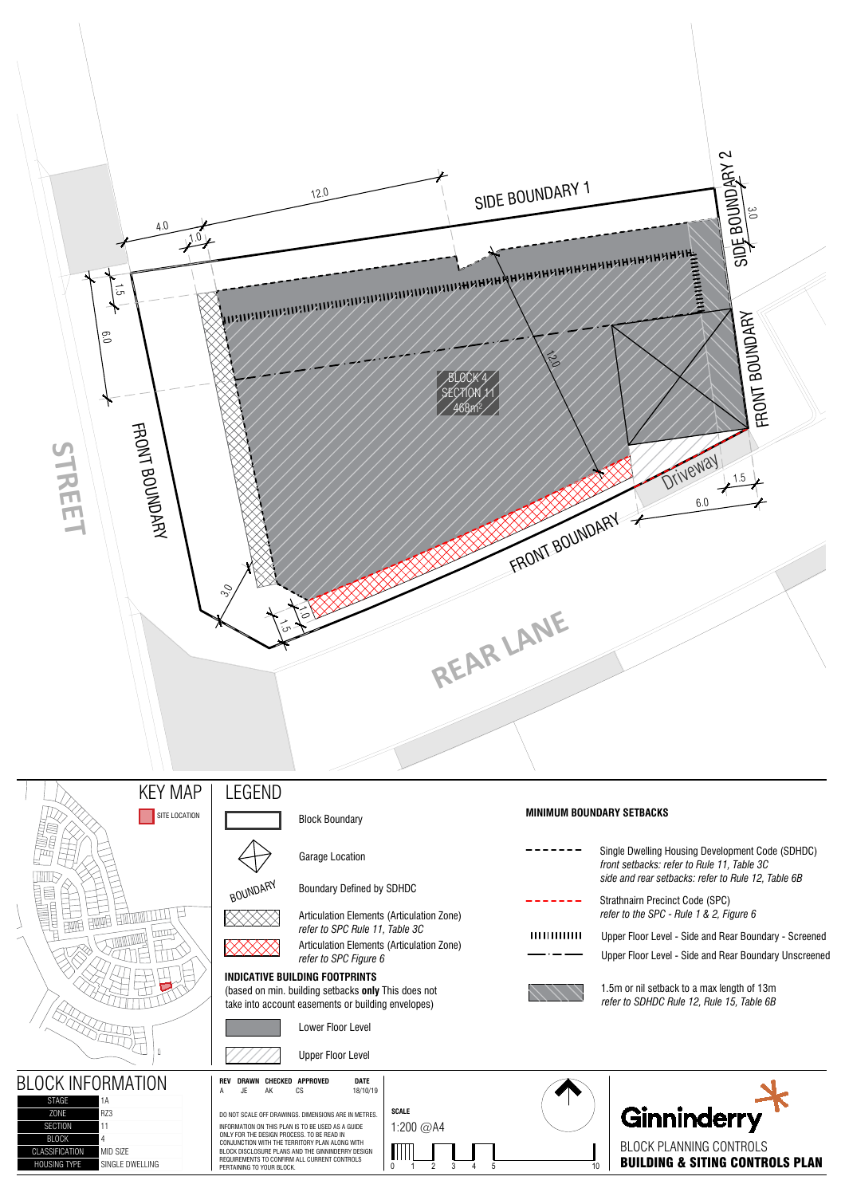SIDE BOUNDARY 1

SIDE BOUNDARY 2

FRONT BOUNDARY

FRONT BOUNDARY

STREET

REAR LANE

Driveway

BLOCK 4
SECTION 11
468m²

12.0 4.0 1.0 1.5 6.0 3.0 12.0 1.5 6.0 3.0 1.0 1.5

## KEY MAP

SITE LOCATION

## LEGEND

- Block Boundary
- Garage Location
- Boundary Defined by SDHDC
- Articulation Elements (Articulation Zone) *refer to SPC Rule 11, Table 3C*
- Articulation Elements (Articulation Zone) *refer to SPC Figure 6*

**INDICATIVE BUILDING FOOTPRINTS**
(based on min. building setbacks **only** This does not take into account easements or building envelopes)

- Lower Floor Level
- Upper Floor Level

**MINIMUM BOUNDARY SETBACKS**

- Single Dwelling Housing Development Code (SDHDC)
  *front setbacks: refer to Rule 11, Table 3C*
  *side and rear setbacks: refer to Rule 12, Table 6B*
- Strathnairn Precinct Code (SPC)
  *refer to the SPC - Rule 1 & 2, Figure 6*
- Upper Floor Level - Side and Rear Boundary - Screened
- Upper Floor Level - Side and Rear Boundary Unscreened
- 1.5m or nil setback to a max length of 13m
  *refer to SDHDC Rule 12, Rule 15, Table 6B*

## BLOCK INFORMATION

| | |
|---|---|
| STAGE | 1A |
| ZONE | RZ3 |
| SECTION | 11 |
| BLOCK | 4 |
| CLASSIFICATION | MID SIZE |
| HOUSING TYPE | SINGLE DWELLING |

| REV | DRAWN | CHECKED | APPROVED | DATE |
|---|---|---|---|---|
| A | JE | AK | CS | 18/10/19 |

DO NOT SCALE OFF DRAWINGS. DIMENSIONS ARE IN METRES.

INFORMATION ON THIS PLAN IS TO BE USED AS A GUIDE ONLY FOR THE DESIGN PROCESS. TO BE READ IN CONJUNCTION WITH THE TERRITORY PLAN ALONG WITH BLOCK DISCLOSURE PLANS AND THE GINNINDERRY DESIGN REQUIREMENTS TO CONFIRM ALL CURRENT CONTROLS PERTAINING TO YOUR BLOCK.

**SCALE**
1:200 @A4

0 1 2 3 4 5 10

Ginninderry

BLOCK PLANNING CONTROLS
**BUILDING & SITING CONTROLS PLAN**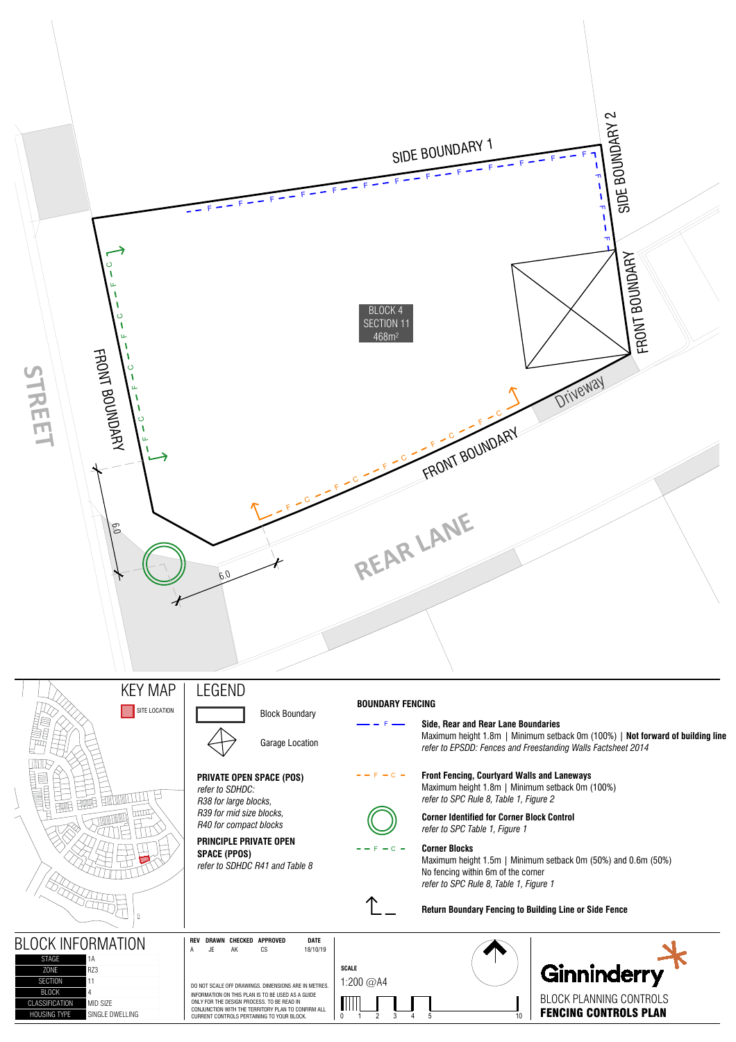SIDE BOUNDARY 1

SIDE BOUNDARY 2

FRONT BOUNDARY

BLOCK 4
SECTION 11
468m²

STREET

FRONT BOUNDARY

Driveway

FRONT BOUNDARY

REAR LANE

6.0

6.0

## KEY MAP

SITE LOCATION

## LEGEND

Block Boundary

Garage Location

**PRIVATE OPEN SPACE (POS)**
*refer to SDHDC:*
*R38 for large blocks,*
*R39 for mid size blocks,*
*R40 for compact blocks*

**PRINCIPLE PRIVATE OPEN SPACE (PPOS)**
*refer to SDHDC R41 and Table 8*

**BOUNDARY FENCING**

**Side, Rear and Rear Lane Boundaries**
Maximum height 1.8m | Minimum setback 0m (100%) | **Not forward of building line**
*refer to EPSDD: Fences and Freestanding Walls Factsheet 2014*

**Front Fencing, Courtyard Walls and Laneways**
Maximum height 1.8m | Minimum setback 0m (100%)
*refer to SPC Rule 8, Table 1, Figure 2*

**Corner Identified for Corner Block Control**
*refer to SPC Table 1, Figure 1*

**Corner Blocks**
Maximum height 1.5m | Minimum setback 0m (50%) and 0.6m (50%)
No fencing within 6m of the corner
*refer to SPC Rule 8, Table 1, Figure 1*

**Return Boundary Fencing to Building Line or Side Fence**

## BLOCK INFORMATION

| | |
|---|---|
| STAGE | 1A |
| ZONE | RZ3 |
| SECTION | 11 |
| BLOCK | 4 |
| CLASSIFICATION | MID SIZE |
| HOUSING TYPE | SINGLE DWELLING |

| REV | DRAWN | CHECKED | APPROVED | DATE |
|---|---|---|---|---|
| A | JE | AK | CS | 18/10/19 |

DO NOT SCALE OFF DRAWINGS. DIMENSIONS ARE IN METRES.
INFORMATION ON THIS PLAN IS TO BE USED AS A GUIDE ONLY FOR THE DESIGN PROCESS. TO BE READ IN CONJUNCTION WITH THE TERRITORY PLAN TO CONFIRM ALL CURRENT CONTROLS PERTAINING TO YOUR BLOCK.

**SCALE**
1:200 @A4

0 1 2 3 4 5 10

Ginninderry

BLOCK PLANNING CONTROLS
**FENCING CONTROLS PLAN**